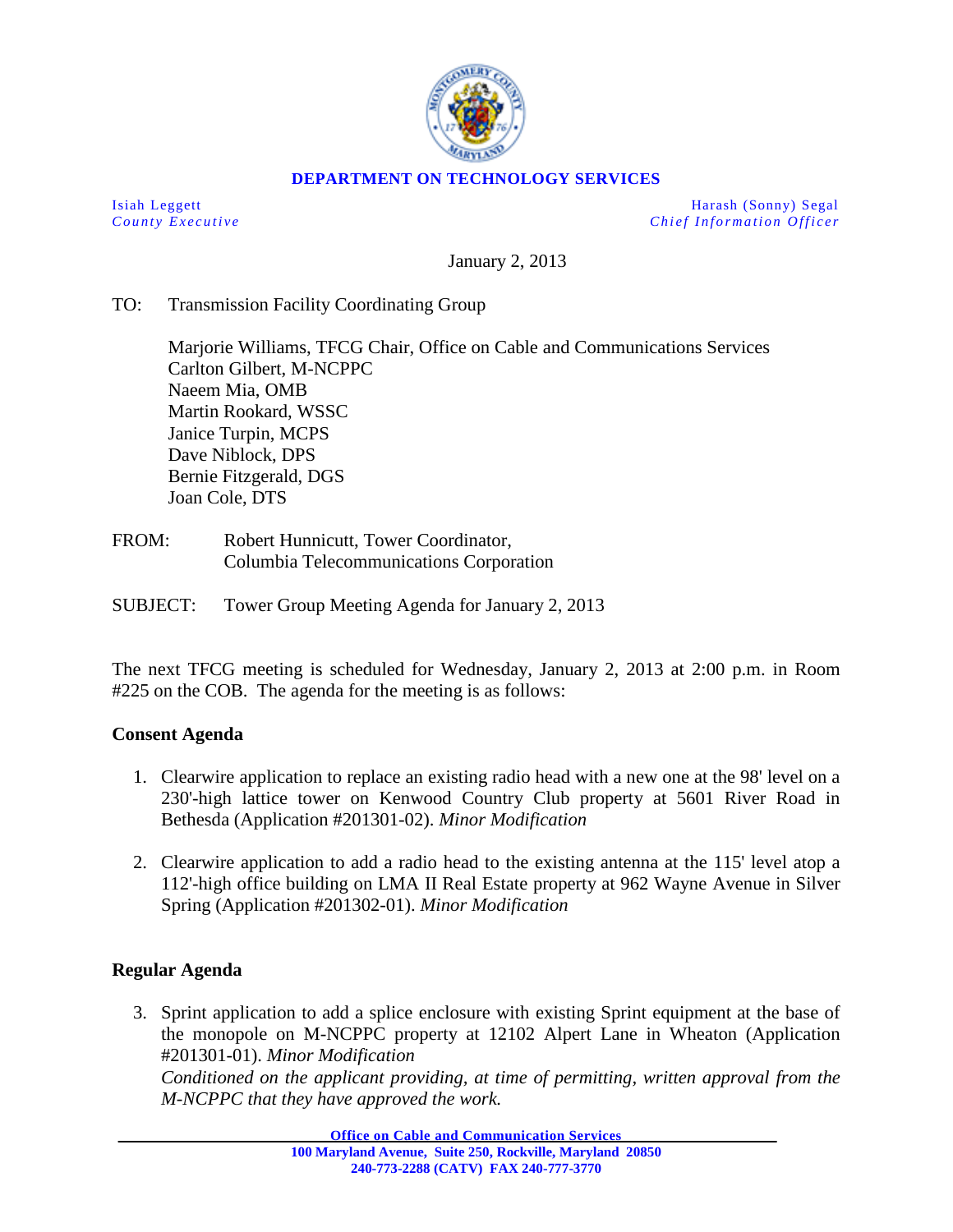**DEPARTMENT ON TECHNOLOGY SERVICES**

Isiah Leggett
*County Executive*

Harash (Sonny) Segal
*Chief Information Officer*

January 2, 2013

TO: Transmission Facility Coordinating Group

Marjorie Williams, TFCG Chair, Office on Cable and Communications Services
Carlton Gilbert, M-NCPPC
Naeem Mia, OMB
Martin Rookard, WSSC
Janice Turpin, MCPS
Dave Niblock, DPS
Bernie Fitzgerald, DGS
Joan Cole, DTS

FROM: Robert Hunnicutt, Tower Coordinator,
Columbia Telecommunications Corporation

SUBJECT: Tower Group Meeting Agenda for January 2, 2013

The next TFCG meeting is scheduled for Wednesday, January 2, 2013 at 2:00 p.m. in Room #225 on the COB. The agenda for the meeting is as follows:

**Consent Agenda**

1. Clearwire application to replace an existing radio head with a new one at the 98' level on a 230'-high lattice tower on Kenwood Country Club property at 5601 River Road in Bethesda (Application #201301-02). *Minor Modification*

2. Clearwire application to add a radio head to the existing antenna at the 115' level atop a 112'-high office building on LMA II Real Estate property at 962 Wayne Avenue in Silver Spring (Application #201302-01). *Minor Modification*

**Regular Agenda**

3. Sprint application to add a splice enclosure with existing Sprint equipment at the base of the monopole on M-NCPPC property at 12102 Alpert Lane in Wheaton (Application #201301-01). *Minor Modification*
*Conditioned on the applicant providing, at time of permitting, written approval from the M-NCPPC that they have approved the work.*

**Office on Cable and Communication Services**
**100 Maryland Avenue, Suite 250, Rockville, Maryland 20850**
**240-773-2288 (CATV) FAX 240-777-3770**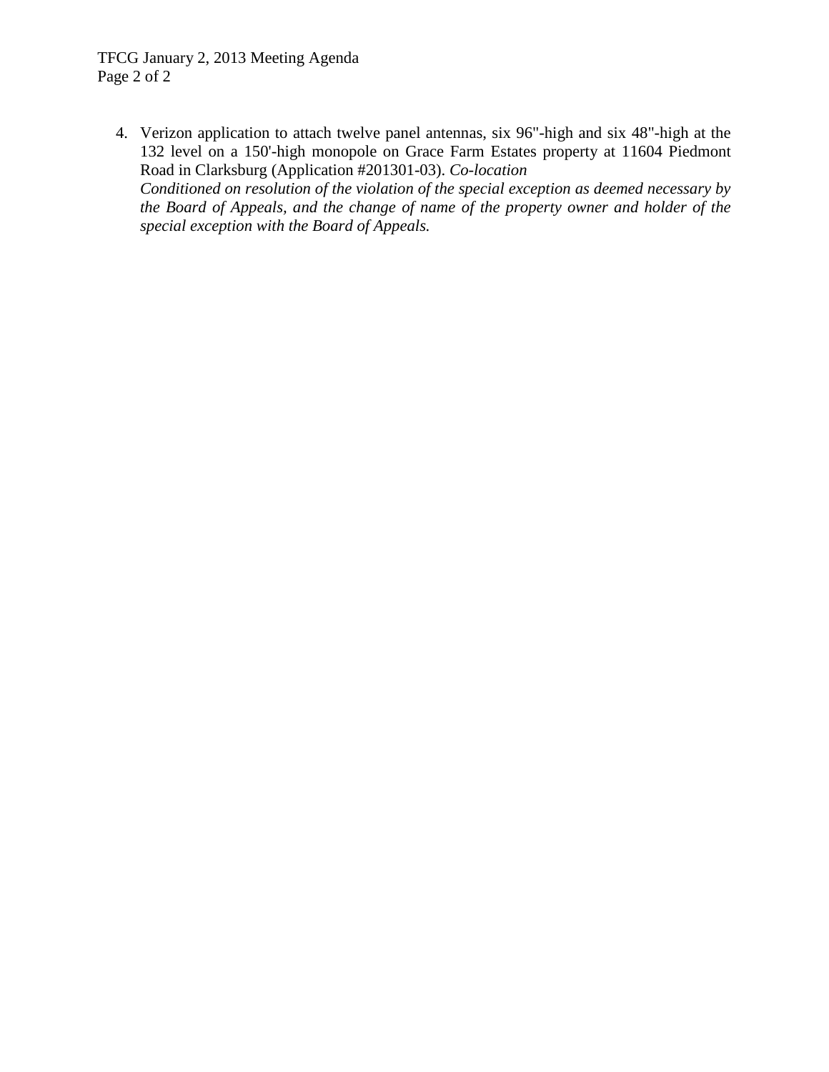4. Verizon application to attach twelve panel antennas, six 96"-high and six 48"-high at the 132 level on a 150'-high monopole on Grace Farm Estates property at 11604 Piedmont Road in Clarksburg (Application #201301-03). *Co-location*
   *Conditioned on resolution of the violation of the special exception as deemed necessary by the Board of Appeals, and the change of name of the property owner and holder of the special exception with the Board of Appeals.*